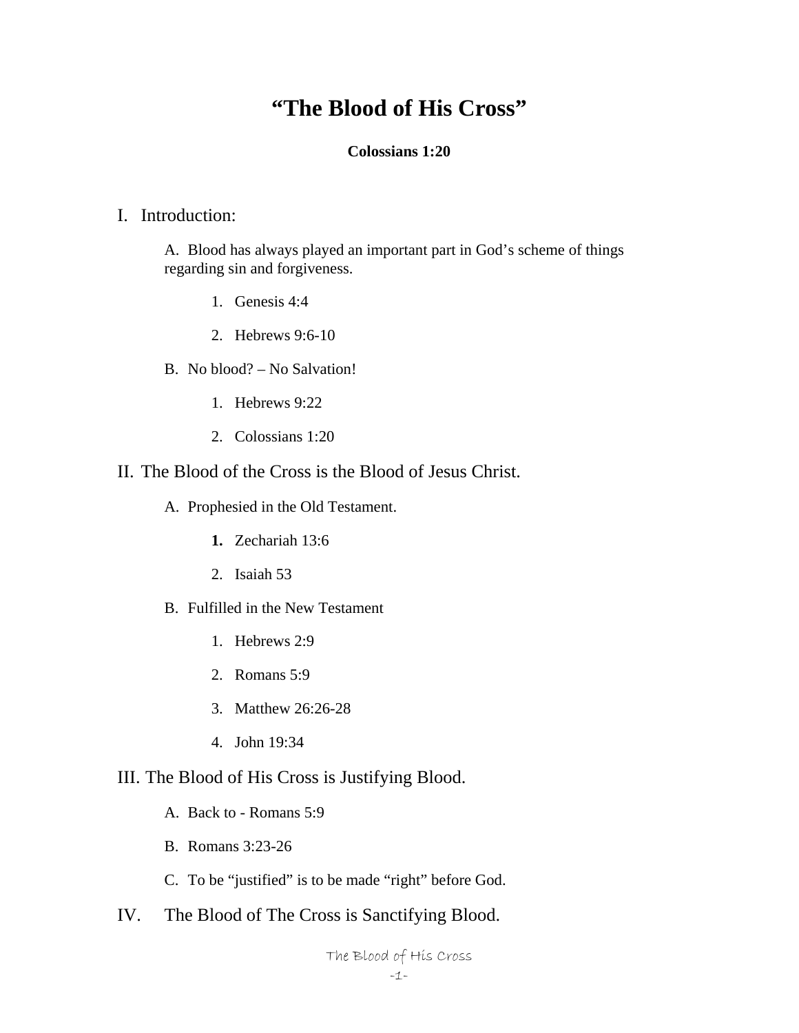# "The Blood of His Cross"

**Colossians 1:20**

I. Introduction:

A. Blood has always played an important part in God's scheme of things regarding sin and forgiveness.

1. Genesis 4:4
2. Hebrews 9:6-10

B. No blood? – No Salvation!

1. Hebrews 9:22
2. Colossians 1:20

II. The Blood of the Cross is the Blood of Jesus Christ.

A. Prophesied in the Old Testament.

1. Zechariah 13:6
2. Isaiah 53

B. Fulfilled in the New Testament

1. Hebrews 2:9
2. Romans 5:9
3. Matthew 26:26-28
4. John 19:34

III. The Blood of His Cross is Justifying Blood.

A. Back to - Romans 5:9

B. Romans 3:23-26

C. To be "justified" is to be made "right" before God.

IV. The Blood of The Cross is Sanctifying Blood.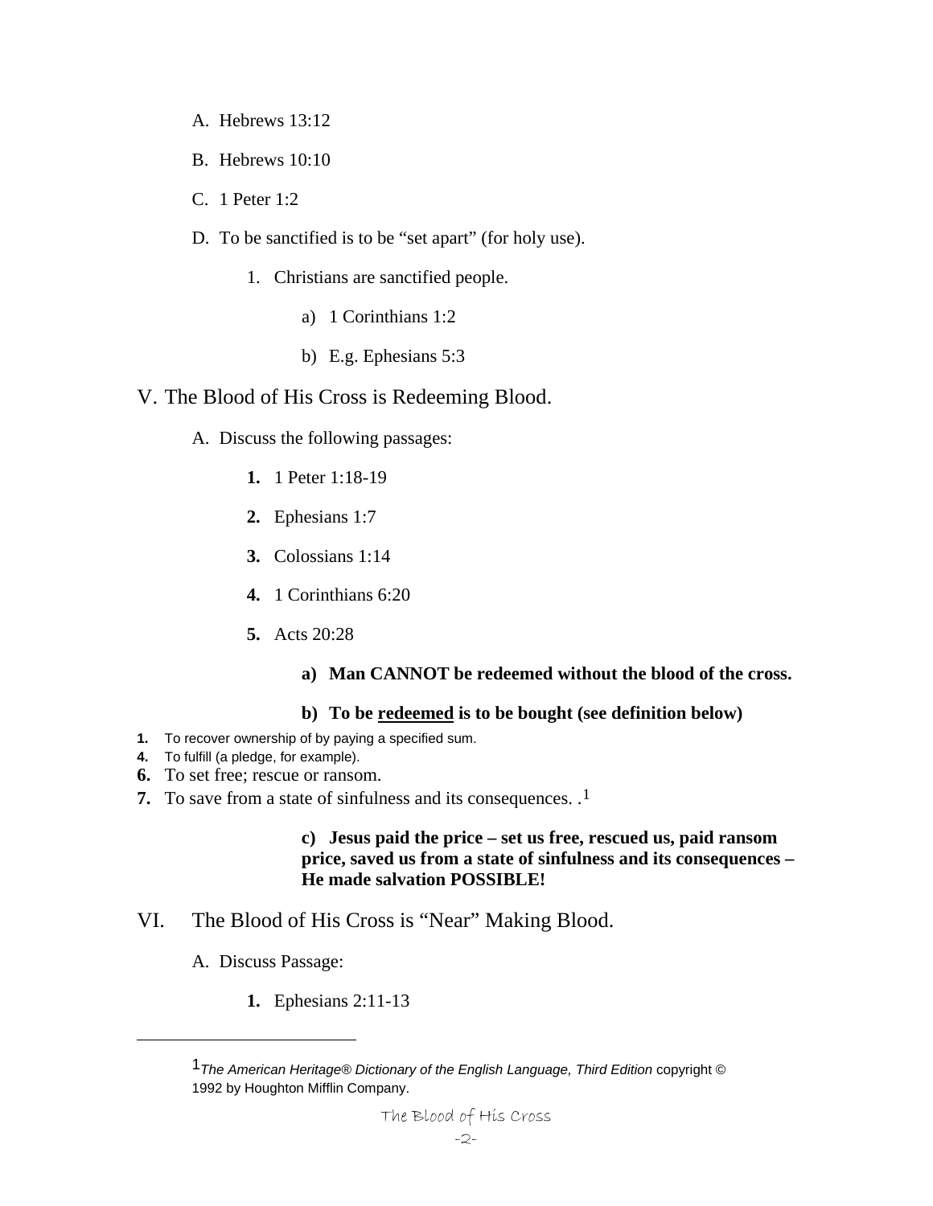A. Hebrews 13:12

B. Hebrews 10:10

C. 1 Peter 1:2

D. To be sanctified is to be "set apart" (for holy use).

1. Christians are sanctified people.

a) 1 Corinthians 1:2

b) E.g. Ephesians 5:3

## V. The Blood of His Cross is Redeeming Blood.

A. Discuss the following passages:

**1.** 1 Peter 1:18-19

**2.** Ephesians 1:7

**3.** Colossians 1:14

**4.** 1 Corinthians 6:20

**5.** Acts 20:28

**a) Man CANNOT be redeemed without the blood of the cross.**

**b) To be <u>redeemed</u> is to be bought (see definition below)**

**1.** To recover ownership of by paying a specified sum.
**4.** To fulfill (a pledge, for example).
**6.** To set free; rescue or ransom.
**7.** To save from a state of sinfulness and its consequences. .[1]

**c) Jesus paid the price – set us free, rescued us, paid ransom price, saved us from a state of sinfulness and its consequences – He made salvation POSSIBLE!**

## VI. The Blood of His Cross is "Near" Making Blood.

A. Discuss Passage:

**1.** Ephesians 2:11-13

---

[1] *The American Heritage® Dictionary of the English Language, Third Edition* copyright © 1992 by Houghton Mifflin Company.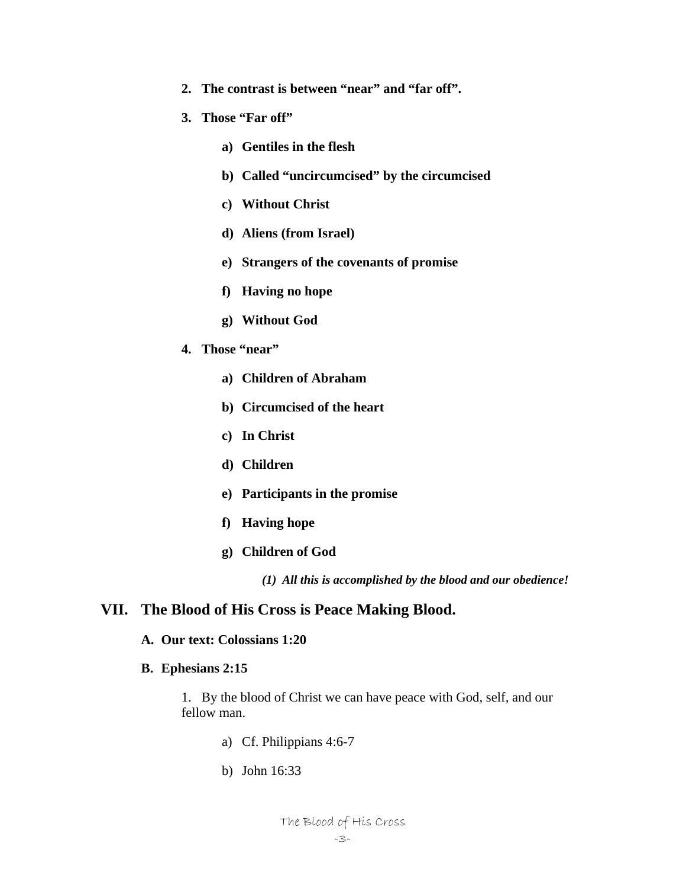2. **The contrast is between “near” and “far off”.**

3. **Those “Far off”**

    a) **Gentiles in the flesh**

    b) **Called “uncircumcised” by the circumcised**

    c) **Without Christ**

    d) **Aliens (from Israel)**

    e) **Strangers of the covenants of promise**

    f) **Having no hope**

    g) **Without God**

4. **Those “near”**

    a) **Children of Abraham**

    b) **Circumcised of the heart**

    c) **In Christ**

    d) **Children**

    e) **Participants in the promise**

    f) **Having hope**

    g) **Children of God**

        ***(1) All this is accomplished by the blood and our obedience!***

## VII. The Blood of His Cross is Peace Making Blood.

**A. Our text: Colossians 1:20**

**B. Ephesians 2:15**

1. By the blood of Christ we can have peace with God, self, and our fellow man.

    a) Cf. Philippians 4:6-7

    b) John 16:33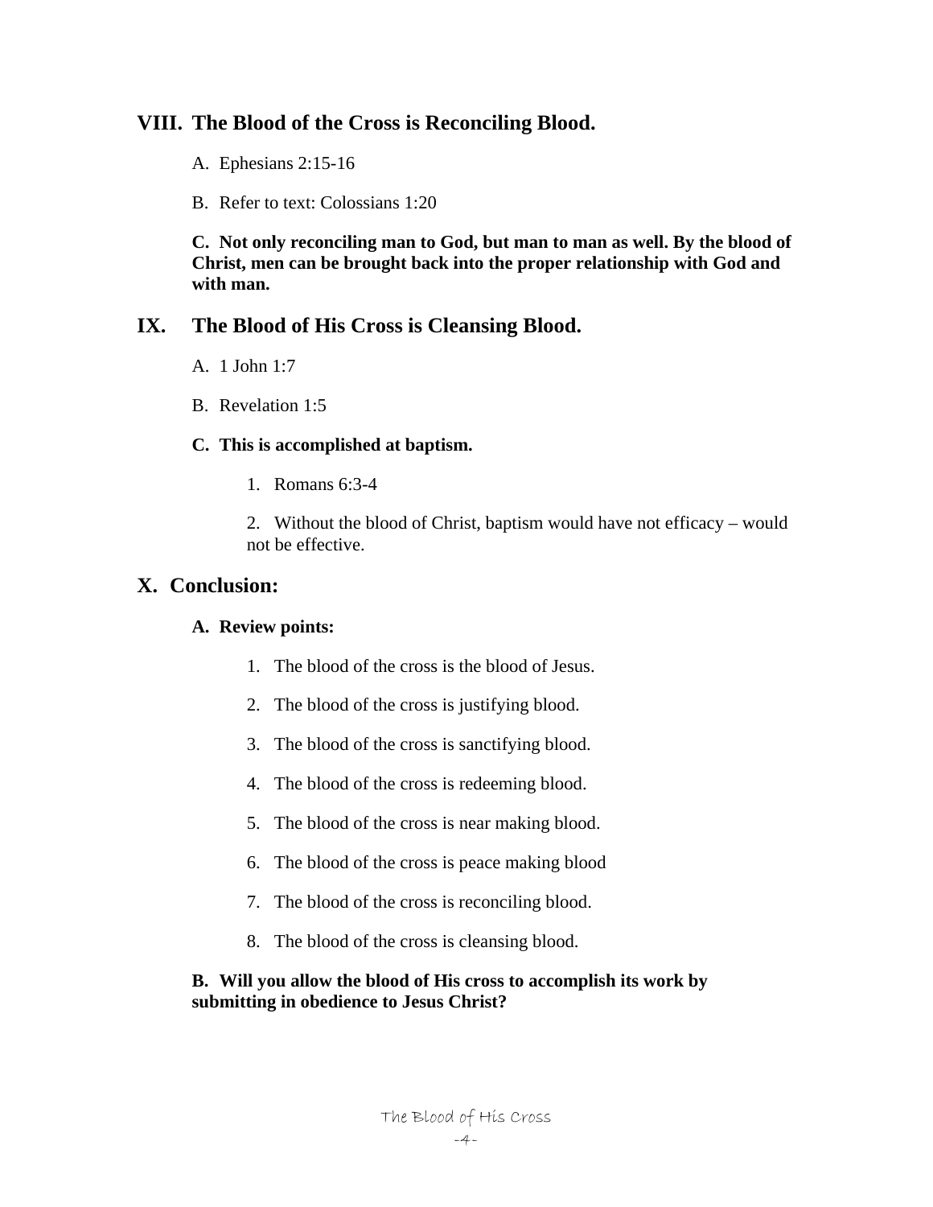## VIII. The Blood of the Cross is Reconciling Blood.

A. Ephesians 2:15-16

B. Refer to text: Colossians 1:20

**C. Not only reconciling man to God, but man to man as well. By the blood of Christ, men can be brought back into the proper relationship with God and with man.**

## IX. The Blood of His Cross is Cleansing Blood.

A. 1 John 1:7

B. Revelation 1:5

**C. This is accomplished at baptism.**

1. Romans 6:3-4

2. Without the blood of Christ, baptism would have not efficacy – would not be effective.

## X. Conclusion:

**A. Review points:**

1. The blood of the cross is the blood of Jesus.
2. The blood of the cross is justifying blood.
3. The blood of the cross is sanctifying blood.
4. The blood of the cross is redeeming blood.
5. The blood of the cross is near making blood.
6. The blood of the cross is peace making blood
7. The blood of the cross is reconciling blood.
8. The blood of the cross is cleansing blood.

**B. Will you allow the blood of His cross to accomplish its work by submitting in obedience to Jesus Christ?**